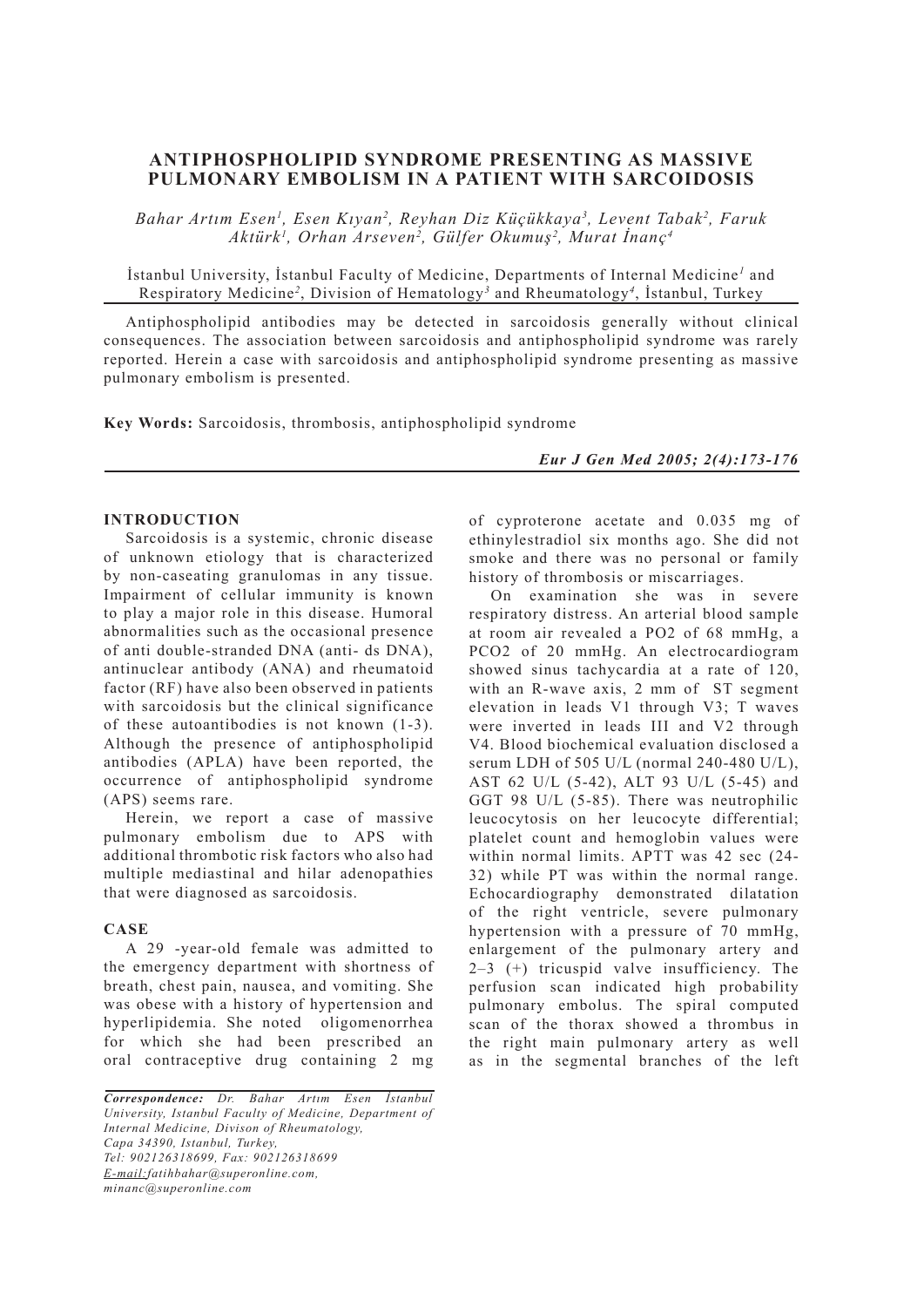# ANTIPHOSPHOLIPID SYNDROME PRESENTING AS MASSIVE PULMONARY EMBOLISM IN A PATIENT WITH SARCOIDOSIS

*Bahar Artım Esen[1], Esen Kıyan[2], Reyhan Diz Küçükkaya[3], Levent Tabak[2], Faruk Aktürk[1], Orhan Arseven[2], Gülfer Okumuş[2], Murat İnanç[4]*

İstanbul University, İstanbul Faculty of Medicine, Departments of Internal Medicine[1] and Respiratory Medicine[2], Division of Hematology[3] and Rheumatology[4], İstanbul, Turkey

Antiphospholipid antibodies may be detected in sarcoidosis generally without clinical consequences. The association between sarcoidosis and antiphospholipid syndrome was rarely reported. Herein a case with sarcoidosis and antiphospholipid syndrome presenting as massive pulmonary embolism is presented.

**Key Words:** Sarcoidosis, thrombosis, antiphospholipid syndrome

*Eur J Gen Med 2005; 2(4):173-176*

## INTRODUCTION

Sarcoidosis is a systemic, chronic disease of unknown etiology that is characterized by non-caseating granulomas in any tissue. Impairment of cellular immunity is known to play a major role in this disease. Humoral abnormalities such as the occasional presence of anti double-stranded DNA (anti- ds DNA), antinuclear antibody (ANA) and rheumatoid factor (RF) have also been observed in patients with sarcoidosis but the clinical significance of these autoantibodies is not known (1-3). Although the presence of antiphospholipid antibodies (APLA) have been reported, the occurrence of antiphospholipid syndrome (APS) seems rare.

Herein, we report a case of massive pulmonary embolism due to APS with additional thrombotic risk factors who also had multiple mediastinal and hilar adenopathies that were diagnosed as sarcoidosis.

## CASE

A 29 -year-old female was admitted to the emergency department with shortness of breath, chest pain, nausea, and vomiting. She was obese with a history of hypertension and hyperlipidemia. She noted oligomenorrhea for which she had been prescribed an oral contraceptive drug containing 2 mg of cyproterone acetate and 0.035 mg of ethinylestradiol six months ago. She did not smoke and there was no personal or family history of thrombosis or miscarriages.

On examination she was in severe respiratory distress. An arterial blood sample at room air revealed a PO2 of 68 mmHg, a PCO2 of 20 mmHg. An electrocardiogram showed sinus tachycardia at a rate of 120, with an R-wave axis, 2 mm of ST segment elevation in leads V1 through V3; T waves were inverted in leads III and V2 through V4. Blood biochemical evaluation disclosed a serum LDH of 505 U/L (normal 240-480 U/L), AST 62 U/L (5-42), ALT 93 U/L (5-45) and GGT 98 U/L (5-85). There was neutrophilic leucocytosis on her leucocyte differential; platelet count and hemoglobin values were within normal limits. APTT was 42 sec (24-32) while PT was within the normal range. Echocardiography demonstrated dilatation of the right ventricle, severe pulmonary hypertension with a pressure of 70 mmHg, enlargement of the pulmonary artery and 2–3 (+) tricuspid valve insufficiency. The perfusion scan indicated high probability pulmonary embolus. The spiral computed scan of the thorax showed a thrombus in the right main pulmonary artery as well as in the segmental branches of the left

*Correspondence: Dr. Bahar Artım Esen İstanbul University, Istanbul Faculty of Medicine, Department of Internal Medicine, Divison of Rheumatology, Capa 34390, Istanbul, Turkey, Tel: 902126318699, Fax: 902126318699 E-mail: fatihbahar@superonline.com, minanc@superonline.com*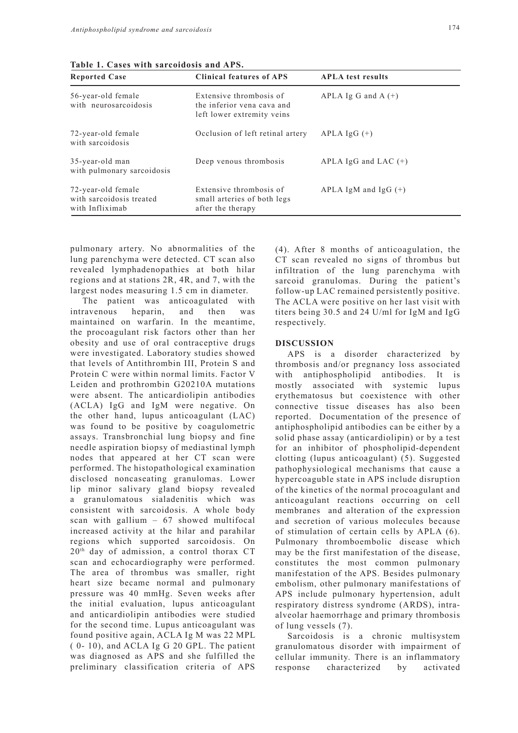**Table 1. Cases with sarcoidosis and APS.**

| Reported Case | Clinical features of APS | APLA test results |
|---|---|---|
| 56-year-old female with neurosarcoidosis | Extensive thrombosis of the inferior vena cava and left lower extremity veins | APLA Ig G and A (+) |
| 72-year-old female with sarcoidosis | Occlusion of left retinal artery | APLA IgG (+) |
| 35-year-old man with pulmonary sarcoidosis | Deep venous thrombosis | APLA IgG and LAC (+) |
| 72-year-old female with sarcoidosis treated with Infliximab | Extensive thrombosis of small arteries of both legs after the therapy | APLA IgM and IgG (+) |

pulmonary artery. No abnormalities of the lung parenchyma were detected. CT scan also revealed lymphadenopathies at both hilar regions and at stations 2R, 4R, and 7, with the largest nodes measuring 1.5 cm in diameter.

The patient was anticoagulated with intravenous heparin, and then was maintained on warfarin. In the meantime, the procoagulant risk factors other than her obesity and use of oral contraceptive drugs were investigated. Laboratory studies showed that levels of Antithrombin III, Protein S and Protein C were within normal limits. Factor V Leiden and prothrombin G20210A mutations were absent. The anticardiolipin antibodies (ACLA) IgG and IgM were negative. On the other hand, lupus anticoagulant (LAC) was found to be positive by coagulometric assays. Transbronchial lung biopsy and fine needle aspiration biopsy of mediastinal lymph nodes that appeared at her CT scan were performed. The histopathological examination disclosed noncaseating granulomas. Lower lip minor salivary gland biopsy revealed a granulomatous sialadenitis which was consistent with sarcoidosis. A whole body scan with gallium – 67 showed multifocal increased activity at the hilar and parahilar regions which supported sarcoidosis. On 20th day of admission, a control thorax CT scan and echocardiography were performed. The area of thrombus was smaller, right heart size became normal and pulmonary pressure was 40 mmHg. Seven weeks after the initial evaluation, lupus anticoagulant and anticardiolipin antibodies were studied for the second time. Lupus anticoagulant was found positive again, ACLA Ig M was 22 MPL ( 0- 10), and ACLA Ig G 20 GPL. The patient was diagnosed as APS and she fulfilled the preliminary classification criteria of APS (4). After 8 months of anticoagulation, the CT scan revealed no signs of thrombus but infiltration of the lung parenchyma with sarcoid granulomas. During the patient's follow-up LAC remained persistently positive. The ACLA were positive on her last visit with titers being 30.5 and 24 U/ml for IgM and IgG respectively.

## DISCUSSION

APS is a disorder characterized by thrombosis and/or pregnancy loss associated with antiphospholipid antibodies. It is mostly associated with systemic lupus erythematosus but coexistence with other connective tissue diseases has also been reported. Documentation of the presence of antiphospholipid antibodies can be either by a solid phase assay (anticardiolipin) or by a test for an inhibitor of phospholipid-dependent clotting (lupus anticoagulant) (5). Suggested pathophysiological mechanisms that cause a hypercoaguble state in APS include disruption of the kinetics of the normal procoagulant and anticoagulant reactions occurring on cell membranes and alteration of the expression and secretion of various molecules because of stimulation of certain cells by APLA (6). Pulmonary thromboembolic disease which may be the first manifestation of the disease, constitutes the most common pulmonary manifestation of the APS. Besides pulmonary embolism, other pulmonary manifestations of APS include pulmonary hypertension, adult respiratory distress syndrome (ARDS), intra-alveolar haemorrhage and primary thrombosis of lung vessels (7).

Sarcoidosis is a chronic multisystem granulomatous disorder with impairment of cellular immunity. There is an inflammatory response characterized by activated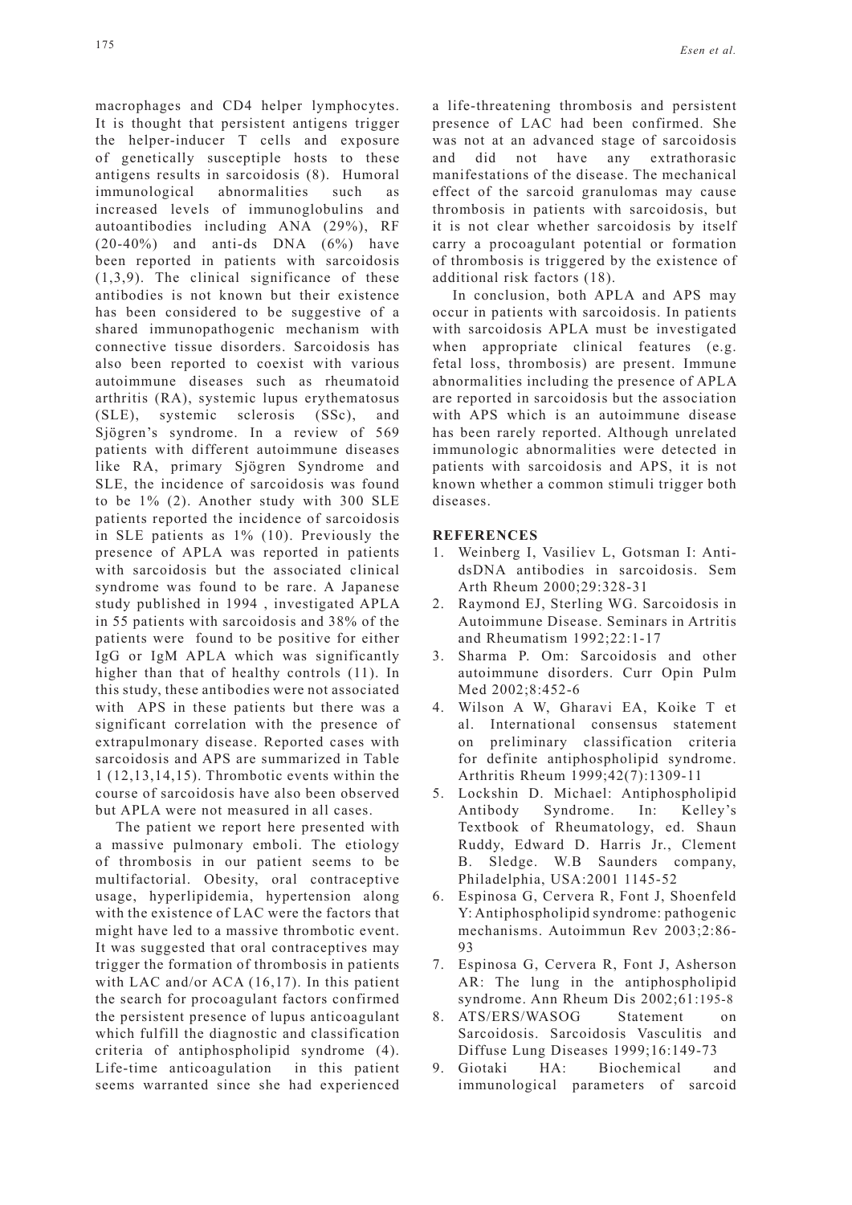macrophages and CD4 helper lymphocytes. It is thought that persistent antigens trigger the helper-inducer T cells and exposure of genetically susceptiple hosts to these antigens results in sarcoidosis (8). Humoral immunological abnormalities such as increased levels of immunoglobulins and autoantibodies including ANA (29%), RF (20-40%) and anti-ds DNA (6%) have been reported in patients with sarcoidosis (1,3,9). The clinical significance of these antibodies is not known but their existence has been considered to be suggestive of a shared immunopathogenic mechanism with connective tissue disorders. Sarcoidosis has also been reported to coexist with various autoimmune diseases such as rheumatoid arthritis (RA), systemic lupus erythematosus (SLE), systemic sclerosis (SSc), and Sjögren's syndrome. In a review of 569 patients with different autoimmune diseases like RA, primary Sjögren Syndrome and SLE, the incidence of sarcoidosis was found to be 1% (2). Another study with 300 SLE patients reported the incidence of sarcoidosis in SLE patients as 1% (10). Previously the presence of APLA was reported in patients with sarcoidosis but the associated clinical syndrome was found to be rare. A Japanese study published in 1994 , investigated APLA in 55 patients with sarcoidosis and 38% of the patients were found to be positive for either IgG or IgM APLA which was significantly higher than that of healthy controls (11). In this study, these antibodies were not associated with APS in these patients but there was a significant correlation with the presence of extrapulmonary disease. Reported cases with sarcoidosis and APS are summarized in Table 1 (12,13,14,15). Thrombotic events within the course of sarcoidosis have also been observed but APLA were not measured in all cases.

The patient we report here presented with a massive pulmonary emboli. The etiology of thrombosis in our patient seems to be multifactorial. Obesity, oral contraceptive usage, hyperlipidemia, hypertension along with the existence of LAC were the factors that might have led to a massive thrombotic event. It was suggested that oral contraceptives may trigger the formation of thrombosis in patients with LAC and/or ACA (16,17). In this patient the search for procoagulant factors confirmed the persistent presence of lupus anticoagulant which fulfill the diagnostic and classification criteria of antiphospholipid syndrome (4). Life-time anticoagulation in this patient seems warranted since she had experienced a life-threatening thrombosis and persistent presence of LAC had been confirmed. She was not at an advanced stage of sarcoidosis and did not have any extrathorasic manifestations of the disease. The mechanical effect of the sarcoid granulomas may cause thrombosis in patients with sarcoidosis, but it is not clear whether sarcoidosis by itself carry a procoagulant potential or formation of thrombosis is triggered by the existence of additional risk factors (18).

In conclusion, both APLA and APS may occur in patients with sarcoidosis. In patients with sarcoidosis APLA must be investigated when appropriate clinical features (e.g. fetal loss, thrombosis) are present. Immune abnormalities including the presence of APLA are reported in sarcoidosis but the association with APS which is an autoimmune disease has been rarely reported. Although unrelated immunologic abnormalities were detected in patients with sarcoidosis and APS, it is not known whether a common stimuli trigger both diseases.

## REFERENCES

1. Weinberg I, Vasiliev L, Gotsman I: Anti-dsDNA antibodies in sarcoidosis. Sem Arth Rheum 2000;29:328-31
2. Raymond EJ, Sterling WG. Sarcoidosis in Autoimmune Disease. Seminars in Artritis and Rheumatism 1992;22:1-17
3. Sharma P. Om: Sarcoidosis and other autoimmune disorders. Curr Opin Pulm Med 2002;8:452-6
4. Wilson A W, Gharavi EA, Koike T et al. International consensus statement on preliminary classification criteria for definite antiphospholipid syndrome. Arthritis Rheum 1999;42(7):1309-11
5. Lockshin D. Michael: Antiphospholipid Antibody Syndrome. In: Kelley's Textbook of Rheumatology, ed. Shaun Ruddy, Edward D. Harris Jr., Clement B. Sledge. W.B Saunders company, Philadelphia, USA:2001 1145-52
6. Espinosa G, Cervera R, Font J, Shoenfeld Y: Antiphospholipid syndrome: pathogenic mechanisms. Autoimmun Rev 2003;2:86-93
7. Espinosa G, Cervera R, Font J, Asherson AR: The lung in the antiphospholipid syndrome. Ann Rheum Dis 2002;61:195-8
8. ATS/ERS/WASOG Statement on Sarcoidosis. Sarcoidosis Vasculitis and Diffuse Lung Diseases 1999;16:149-73
9. Giotaki HA: Biochemical and immunological parameters of sarcoid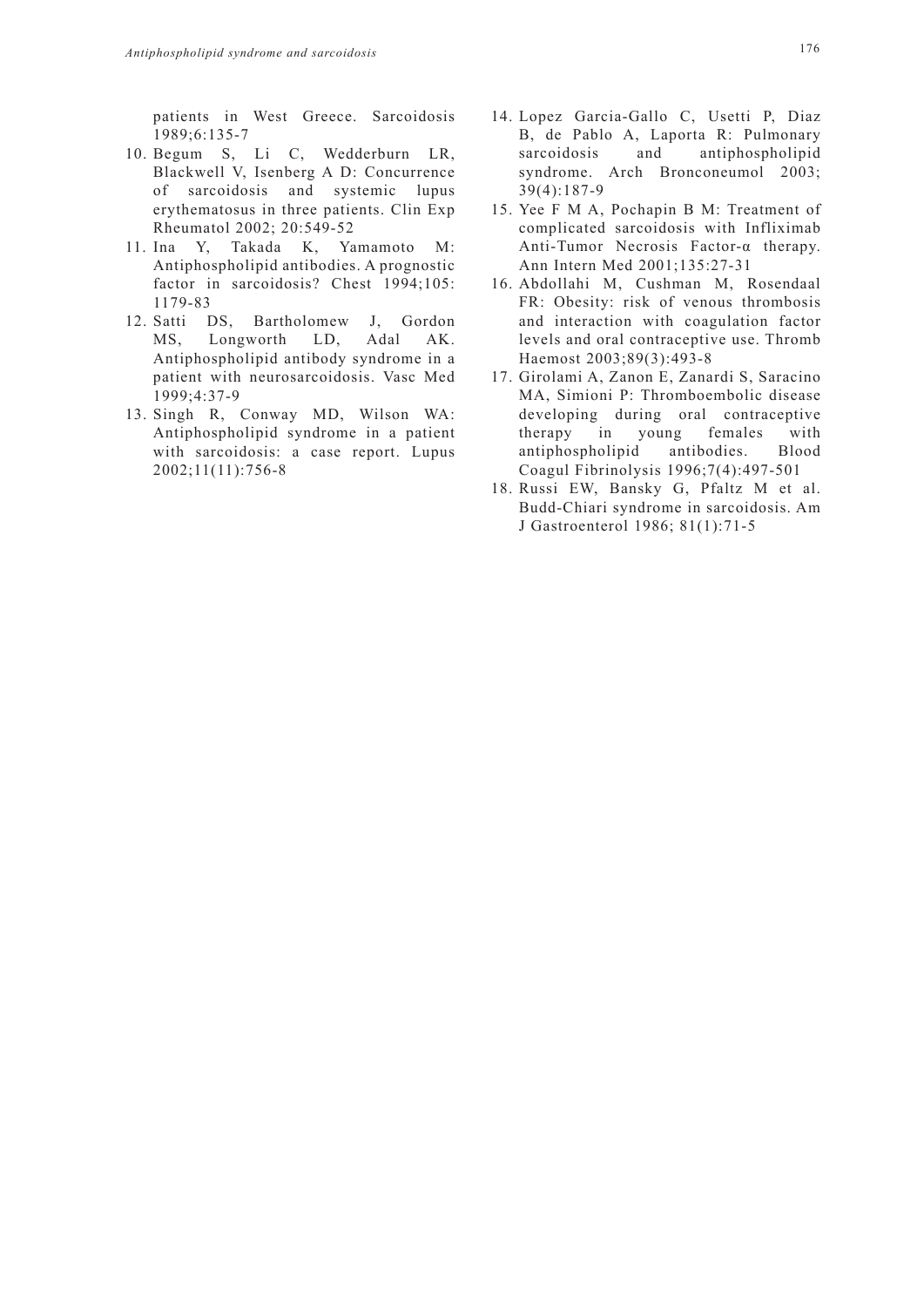patients in West Greece. Sarcoidosis 1989;6:135-7

10. Begum S, Li C, Wedderburn LR, Blackwell V, Isenberg A D: Concurrence of sarcoidosis and systemic lupus erythematosus in three patients. Clin Exp Rheumatol 2002; 20:549-52
11. Ina Y, Takada K, Yamamoto M: Antiphospholipid antibodies. A prognostic factor in sarcoidosis? Chest 1994;105: 1179-83
12. Satti DS, Bartholomew J, Gordon MS, Longworth LD, Adal AK. Antiphospholipid antibody syndrome in a patient with neurosarcoidosis. Vasc Med 1999;4:37-9
13. Singh R, Conway MD, Wilson WA: Antiphospholipid syndrome in a patient with sarcoidosis: a case report. Lupus 2002;11(11):756-8
14. Lopez Garcia-Gallo C, Usetti P, Diaz B, de Pablo A, Laporta R: Pulmonary sarcoidosis and antiphospholipid syndrome. Arch Bronconeumol 2003; 39(4):187-9
15. Yee F M A, Pochapin B M: Treatment of complicated sarcoidosis with Infliximab Anti-Tumor Necrosis Factor-α therapy. Ann Intern Med 2001;135:27-31
16. Abdollahi M, Cushman M, Rosendaal FR: Obesity: risk of venous thrombosis and interaction with coagulation factor levels and oral contraceptive use. Thromb Haemost 2003;89(3):493-8
17. Girolami A, Zanon E, Zanardi S, Saracino MA, Simioni P: Thromboembolic disease developing during oral contraceptive therapy in young females with antiphospholipid antibodies. Blood Coagul Fibrinolysis 1996;7(4):497-501
18. Russi EW, Bansky G, Pfaltz M et al. Budd-Chiari syndrome in sarcoidosis. Am J Gastroenterol 1986; 81(1):71-5